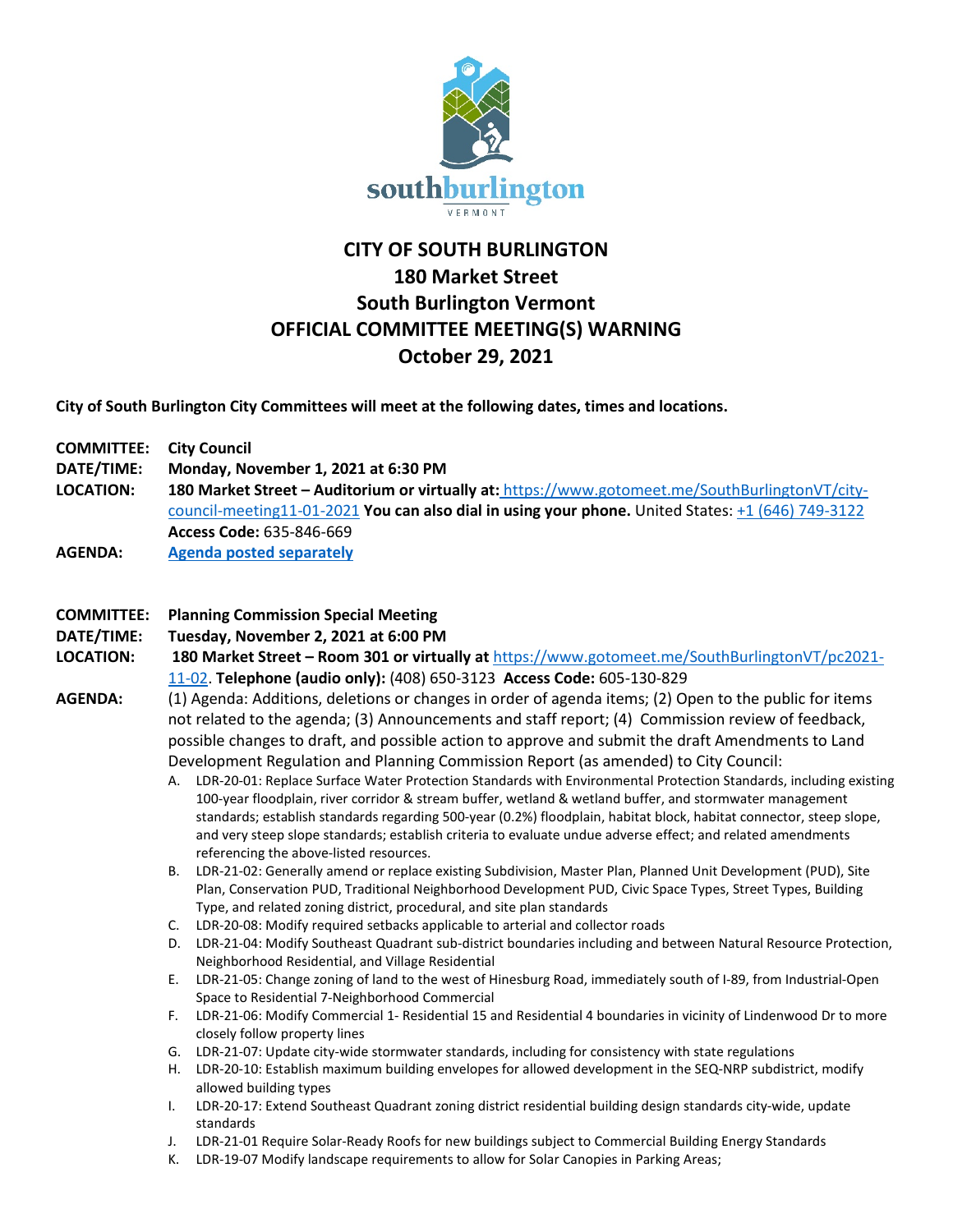southburlington
VERMONT

# CITY OF SOUTH BURLINGTON
## 180 Market Street
## South Burlington Vermont
## OFFICIAL COMMITTEE MEETING(S) WARNING
## October 29, 2021

**City of South Burlington City Committees will meet at the following dates, times and locations.**

**COMMITTEE:** **City Council**
**DATE/TIME:** **Monday, November 1, 2021 at 6:30 PM**
**LOCATION:** **180 Market Street – Auditorium or virtually at:** [https://www.gotomeet.me/SouthBurlingtonVT/city-council-meeting11-01-2021](https://www.gotomeet.me/SouthBurlingtonVT/city-council-meeting11-01-2021) **You can also dial in using your phone.** United States: +1 (646) 749-3122 **Access Code:** 635-846-669
**AGENDA:** **Agenda posted separately**

**COMMITTEE:** **Planning Commission Special Meeting**
**DATE/TIME:** **Tuesday, November 2, 2021 at 6:00 PM**
**LOCATION:** **180 Market Street – Room 301 or virtually at** [https://www.gotomeet.me/SouthBurlingtonVT/pc2021-11-02](https://www.gotomeet.me/SouthBurlingtonVT/pc2021-11-02). **Telephone (audio only):** (408) 650-3123 **Access Code:** 605-130-829
**AGENDA:** (1) Agenda: Additions, deletions or changes in order of agenda items; (2) Open to the public for items not related to the agenda; (3) Announcements and staff report; (4) Commission review of feedback, possible changes to draft, and possible action to approve and submit the draft Amendments to Land Development Regulation and Planning Commission Report (as amended) to City Council:

A. LDR-20-01: Replace Surface Water Protection Standards with Environmental Protection Standards, including existing 100-year floodplain, river corridor & stream buffer, wetland & wetland buffer, and stormwater management standards; establish standards regarding 500-year (0.2%) floodplain, habitat block, habitat connector, steep slope, and very steep slope standards; establish criteria to evaluate undue adverse effect; and related amendments referencing the above-listed resources.
B. LDR-21-02: Generally amend or replace existing Subdivision, Master Plan, Planned Unit Development (PUD), Site Plan, Conservation PUD, Traditional Neighborhood Development PUD, Civic Space Types, Street Types, Building Type, and related zoning district, procedural, and site plan standards
C. LDR-20-08: Modify required setbacks applicable to arterial and collector roads
D. LDR-21-04: Modify Southeast Quadrant sub-district boundaries including and between Natural Resource Protection, Neighborhood Residential, and Village Residential
E. LDR-21-05: Change zoning of land to the west of Hinesburg Road, immediately south of I-89, from Industrial-Open Space to Residential 7-Neighborhood Commercial
F. LDR-21-06: Modify Commercial 1- Residential 15 and Residential 4 boundaries in vicinity of Lindenwood Dr to more closely follow property lines
G. LDR-21-07: Update city-wide stormwater standards, including for consistency with state regulations
H. LDR-20-10: Establish maximum building envelopes for allowed development in the SEQ-NRP subdistrict, modify allowed building types
I. LDR-20-17: Extend Southeast Quadrant zoning district residential building design standards city-wide, update standards
J. LDR-21-01 Require Solar-Ready Roofs for new buildings subject to Commercial Building Energy Standards
K. LDR-19-07 Modify landscape requirements to allow for Solar Canopies in Parking Areas;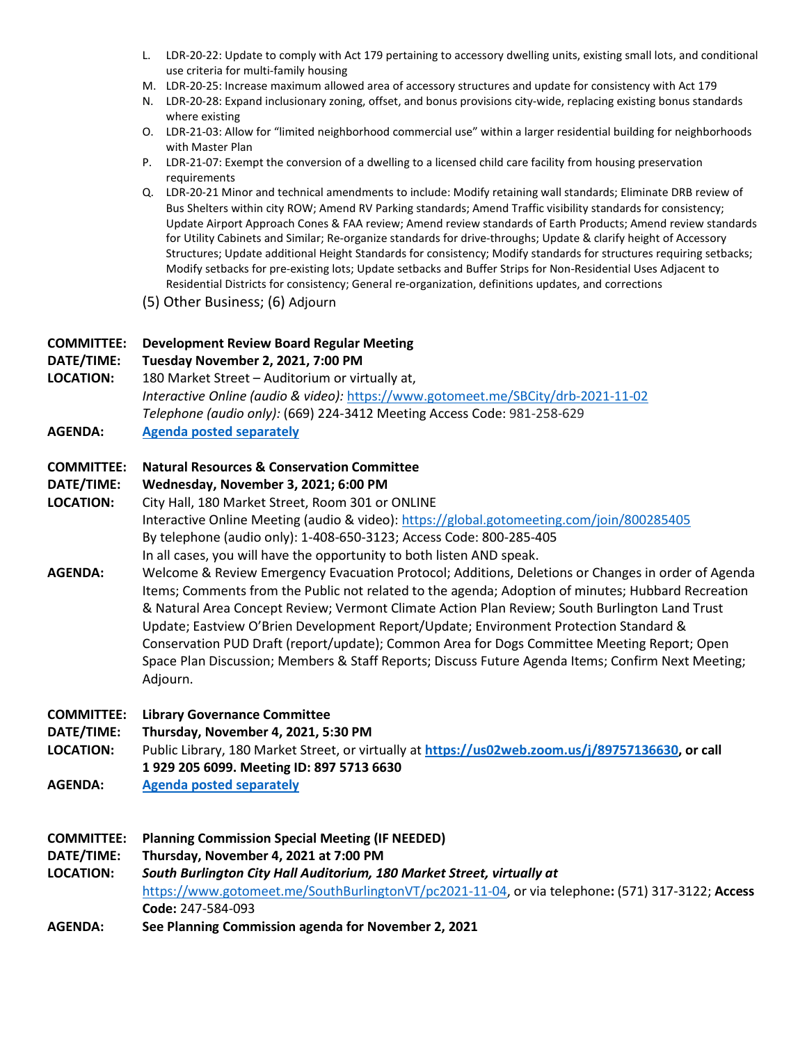L. LDR-20-22: Update to comply with Act 179 pertaining to accessory dwelling units, existing small lots, and conditional use criteria for multi-family housing
M. LDR-20-25: Increase maximum allowed area of accessory structures and update for consistency with Act 179
N. LDR-20-28: Expand inclusionary zoning, offset, and bonus provisions city-wide, replacing existing bonus standards where existing
O. LDR-21-03: Allow for "limited neighborhood commercial use" within a larger residential building for neighborhoods with Master Plan
P. LDR-21-07: Exempt the conversion of a dwelling to a licensed child care facility from housing preservation requirements
Q. LDR-20-21 Minor and technical amendments to include: Modify retaining wall standards; Eliminate DRB review of Bus Shelters within city ROW; Amend RV Parking standards; Amend Traffic visibility standards for consistency; Update Airport Approach Cones & FAA review; Amend review standards of Earth Products; Amend review standards for Utility Cabinets and Similar; Re-organize standards for drive-throughs; Update & clarify height of Accessory Structures; Update additional Height Standards for consistency; Modify standards for structures requiring setbacks; Modify setbacks for pre-existing lots; Update setbacks and Buffer Strips for Non-Residential Uses Adjacent to Residential Districts for consistency; General re-organization, definitions updates, and corrections

(5) Other Business; (6) Adjourn

**COMMITTEE:** **Development Review Board Regular Meeting**
**DATE/TIME:** **Tuesday November 2, 2021, 7:00 PM**
**LOCATION:** 180 Market Street – Auditorium or virtually at,
*Interactive Online (audio & video):* https://www.gotomeet.me/SBCity/drb-2021-11-02
*Telephone (audio only):* (669) 224-3412 Meeting Access Code: 981-258-629
**AGENDA:** **Agenda posted separately**

**COMMITTEE:** **Natural Resources & Conservation Committee**
**DATE/TIME:** **Wednesday, November 3, 2021; 6:00 PM**
**LOCATION:** City Hall, 180 Market Street, Room 301 or ONLINE
Interactive Online Meeting (audio & video): https://global.gotomeeting.com/join/800285405
By telephone (audio only): 1-408-650-3123; Access Code: 800-285-405
In all cases, you will have the opportunity to both listen AND speak.
**AGENDA:** Welcome & Review Emergency Evacuation Protocol; Additions, Deletions or Changes in order of Agenda Items; Comments from the Public not related to the agenda; Adoption of minutes; Hubbard Recreation & Natural Area Concept Review; Vermont Climate Action Plan Review; South Burlington Land Trust Update; Eastview O'Brien Development Report/Update; Environment Protection Standard & Conservation PUD Draft (report/update); Common Area for Dogs Committee Meeting Report; Open Space Plan Discussion; Members & Staff Reports; Discuss Future Agenda Items; Confirm Next Meeting; Adjourn.

**COMMITTEE:** **Library Governance Committee**
**DATE/TIME:** **Thursday, November 4, 2021, 5:30 PM**
**LOCATION:** Public Library, 180 Market Street, or virtually at **https://us02web.zoom.us/j/89757136630, or call 1 929 205 6099. Meeting ID: 897 5713 6630**
**AGENDA:** **Agenda posted separately**

**COMMITTEE:** **Planning Commission Special Meeting (IF NEEDED)**
**DATE/TIME:** **Thursday, November 4, 2021 at 7:00 PM**
**LOCATION:** ***South Burlington City Hall Auditorium, 180 Market Street, virtually at*** https://www.gotomeet.me/SouthBurlingtonVT/pc2021-11-04, or via telephone**:** (571) 317-3122; **Access Code:** 247-584-093
**AGENDA:** **See Planning Commission agenda for November 2, 2021**